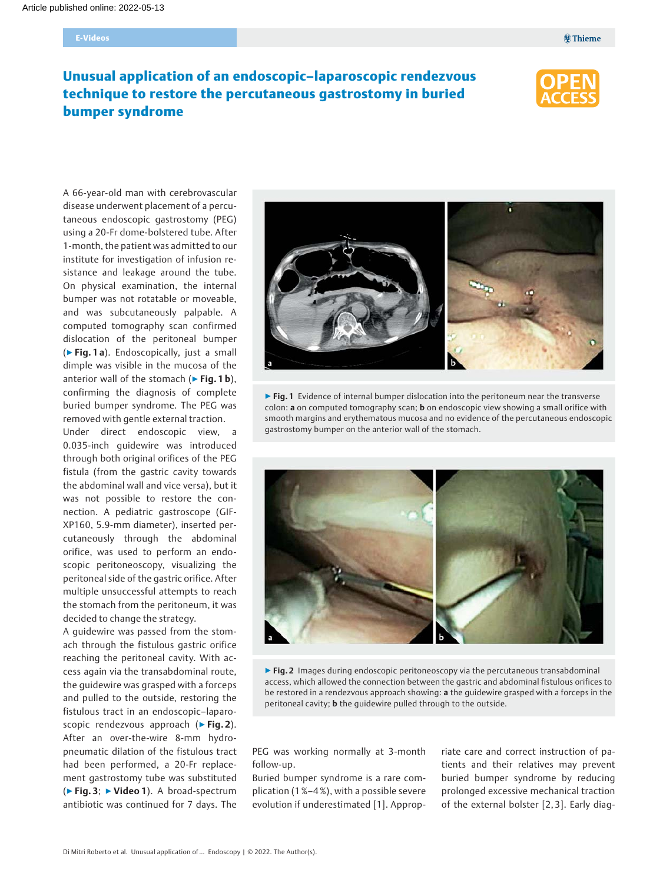# Unusual application of an endoscopic–laparoscopic rendezvous technique to restore the percutaneous gastrostomy in buried bumper syndrome

A 66-year-old man with cerebrovascular disease underwent placement of a percutaneous endoscopic gastrostomy (PEG) using a 20-Fr dome-bolstered tube. After 1-month, the patient was admitted to our institute for investigation of infusion resistance and leakage around the tube. On physical examination, the internal bumper was not rotatable or moveable, and was subcutaneously palpable. A computed tomography scan confirmed dislocation of the peritoneal bumper (▶ **Fig. 1 a**). Endoscopically, just a small dimple was visible in the mucosa of the anterior wall of the stomach (▶ **Fig. 1 b**), confirming the diagnosis of complete buried bumper syndrome. The PEG was removed with gentle external traction.

Under direct endoscopic view, a 0.035-inch guidewire was introduced through both original orifices of the PEG fistula (from the gastric cavity towards the abdominal wall and vice versa), but it was not possible to restore the connection. A pediatric gastroscope (GIF-XP160, 5.9-mm diameter), inserted percutaneously through the abdominal orifice, was used to perform an endoscopic peritoneoscopy, visualizing the peritoneal side of the gastric orifice. After multiple unsuccessful attempts to reach the stomach from the peritoneum, it was decided to change the strategy.

A guidewire was passed from the stomach through the fistulous gastric orifice reaching the peritoneal cavity. With access again via the transabdominal route, the guidewire was grasped with a forceps and pulled to the outside, restoring the fistulous tract in an endoscopic–laparoscopic rendezvous approach (▶ **Fig. 2**). After an over-the-wire 8-mm hydropneumatic dilation of the fistulous tract had been performed, a 20-Fr replacement gastrostomy tube was substituted (▶ **Fig. 3**; ▶ **Video 1**). A broad-spectrum antibiotic was continued for 7 days. The PEG was working normally at 3-month follow-up.

▶ **Fig. 1** Evidence of internal bumper dislocation into the peritoneum near the transverse colon: **a** on computed tomography scan; **b** on endoscopic view showing a small orifice with smooth margins and erythematous mucosa and no evidence of the percutaneous endoscopic gastrostomy bumper on the anterior wall of the stomach.

▶ **Fig. 2** Images during endoscopic peritoneoscopy via the percutaneous transabdominal access, which allowed the connection between the gastric and abdominal fistulous orifices to be restored in a rendezvous approach showing: **a** the guidewire grasped with a forceps in the peritoneal cavity; **b** the guidewire pulled through to the outside.

Buried bumper syndrome is a rare complication (1 %–4 %), with a possible severe evolution if underestimated [1]. Appropriate care and correct instruction of patients and their relatives may prevent buried bumper syndrome by reducing prolonged excessive mechanical traction of the external bolster [2, 3]. Early diag-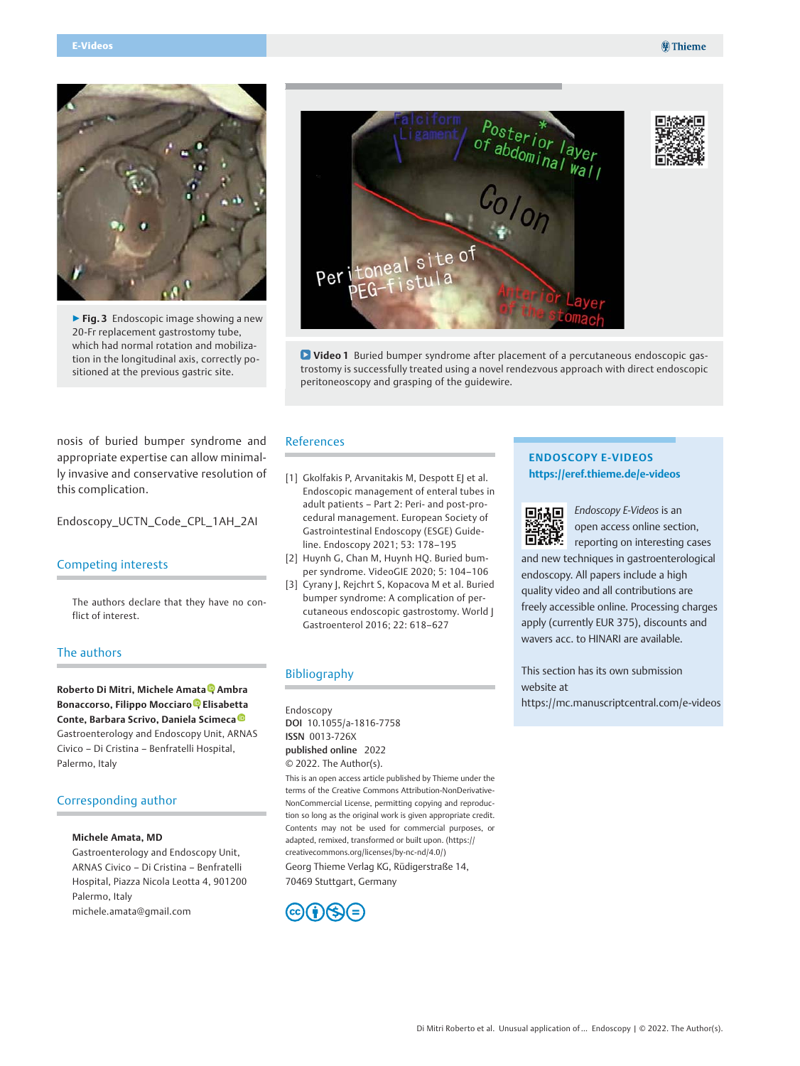▶ **Fig. 3** Endoscopic image showing a new 20-Fr replacement gastrostomy tube, which had normal rotation and mobilization in the longitudinal axis, correctly positioned at the previous gastric site.

**Video 1** Buried bumper syndrome after placement of a percutaneous endoscopic gastrostomy is successfully treated using a novel rendezvous approach with direct endoscopic peritoneoscopy and grasping of the guidewire.

nosis of buried bumper syndrome and appropriate expertise can allow minimally invasive and conservative resolution of this complication.

Endoscopy_UCTN_Code_CPL_1AH_2AI

## Competing interests

The authors declare that they have no conflict of interest.

## The authors

**Roberto Di Mitri, Michele Amata, Ambra Bonaccorso, Filippo Mocciaro, Elisabetta Conte, Barbara Scrivo, Daniela Scimeca**
Gastroenterology and Endoscopy Unit, ARNAS Civico – Di Cristina – Benfratelli Hospital, Palermo, Italy

## Corresponding author

**Michele Amata, MD**
Gastroenterology and Endoscopy Unit, ARNAS Civico – Di Cristina – Benfratelli Hospital, Piazza Nicola Leotta 4, 901200 Palermo, Italy
michele.amata@gmail.com

## References

[1] Gkolfakis P, Arvanitakis M, Despott EJ et al. Endoscopic management of enteral tubes in adult patients – Part 2: Peri- and post-procedural management. European Society of Gastrointestinal Endoscopy (ESGE) Guideline. Endoscopy 2021; 53: 178–195

[2] Huynh G, Chan M, Huynh HQ. Buried bumper syndrome. VideoGIE 2020; 5: 104–106

[3] Cyrany J, Rejchrt S, Kopacova M et al. Buried bumper syndrome: A complication of percutaneous endoscopic gastrostomy. World J Gastroenterol 2016; 22: 618–627

## Bibliography

Endoscopy
**DOI** 10.1055/a-1816-7758
**ISSN** 0013-726X
**published online** 2022
© 2022. The Author(s).

This is an open access article published by Thieme under the terms of the Creative Commons Attribution-NonDerivative-NonCommercial License, permitting copying and reproduction so long as the original work is given appropriate credit. Contents may not be used for commercial purposes, or adapted, remixed, transformed or built upon. (https://creativecommons.org/licenses/by-nc-nd/4.0/)

Georg Thieme Verlag KG, Rüdigerstraße 14, 70469 Stuttgart, Germany

**ENDOSCOPY E-VIDEOS**
**https://eref.thieme.de/e-videos**

*Endoscopy E-Videos* is an open access online section, reporting on interesting cases and new techniques in gastroenterological endoscopy. All papers include a high quality video and all contributions are freely accessible online. Processing charges apply (currently EUR 375), discounts and wavers acc. to HINARI are available.

This section has its own submission website at https://mc.manuscriptcentral.com/e-videos